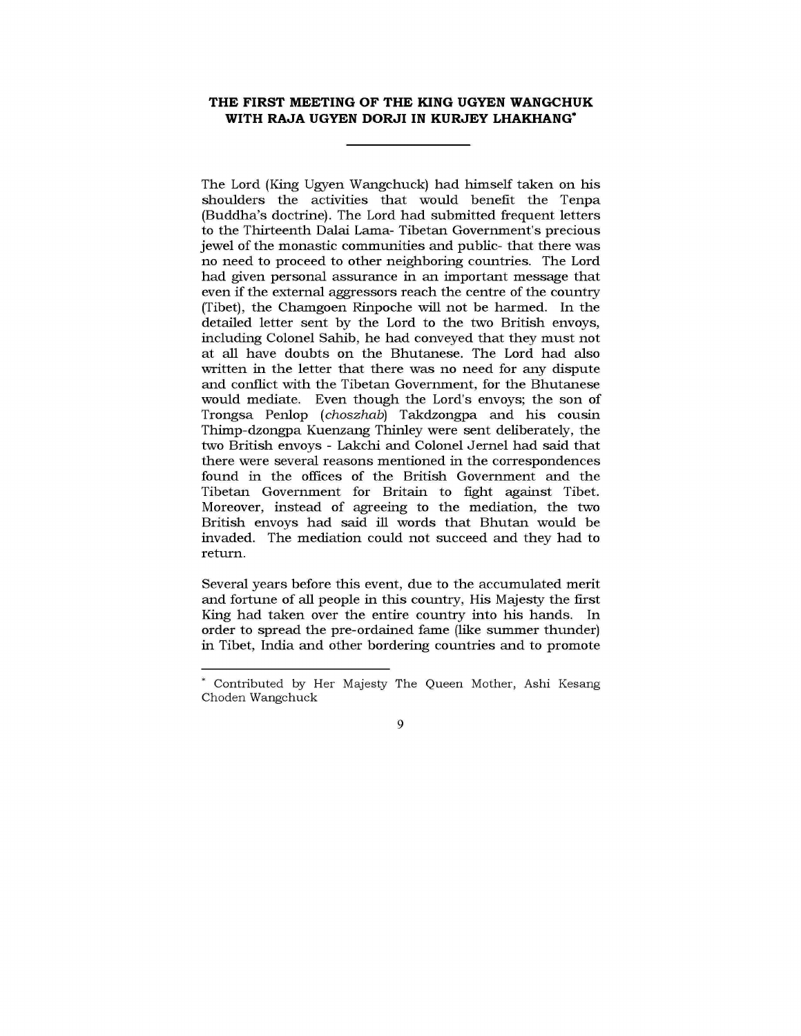## THE FIRST MEETING OF THE KING UGYEN WANGCHUK WITH RAJA UGYEN DORJI IN KURJEY LHAKHANG*

The Lord (King Ugyen Wangchuck) had himself taken on his shoulders the activities that would benefit the Tenpa (Buddha's doctrine). The Lord had submitted frequent letters to the Thirteenth Dalai Lama- Tibetan Government's precious jewel of the monastic communities and public- that there was no need to proceed to other neighboring countries. The Lord had given personal assurance in an important message that even if the external aggressors reach the centre of the country (Tibet), the Chamgoen Rinpoche will not be harmed. In the detailed letter sent by the Lord to the two British envoys, including Colonel Sahib, he had conveyed that they must not at all have doubts on the Bhutanese. The Lord had also written in the letter that there was no need for any dispute and conflict with the Tibetan Government, for the Bhutanese would mediate. Even though the Lord's envoys; the son of Trongsa Penlop (*choszhab*) Takdzongpa and his cousin Thimp-dzongpa Kuenzang Thinley were sent deliberately, the two British envoys - Lakchi and Colonel Jernel had said that there were several reasons mentioned in the correspondences found in the offices of the British Government and the Tibetan Government for Britain to fight against Tibet. Moreover, instead of agreeing to the mediation, the two British envoys had said ill words that Bhutan would be invaded. The mediation could not succeed and they had to return.

Several years before this event, due to the accumulated merit and fortune of all people in this country, His Majesty the first King had taken over the entire country into his hands. In order to spread the pre-ordained fame (like summer thunder) in Tibet, India and other bordering countries and to promote

---

* Contributed by Her Majesty The Queen Mother, Ashi Kesang Choden Wangchuck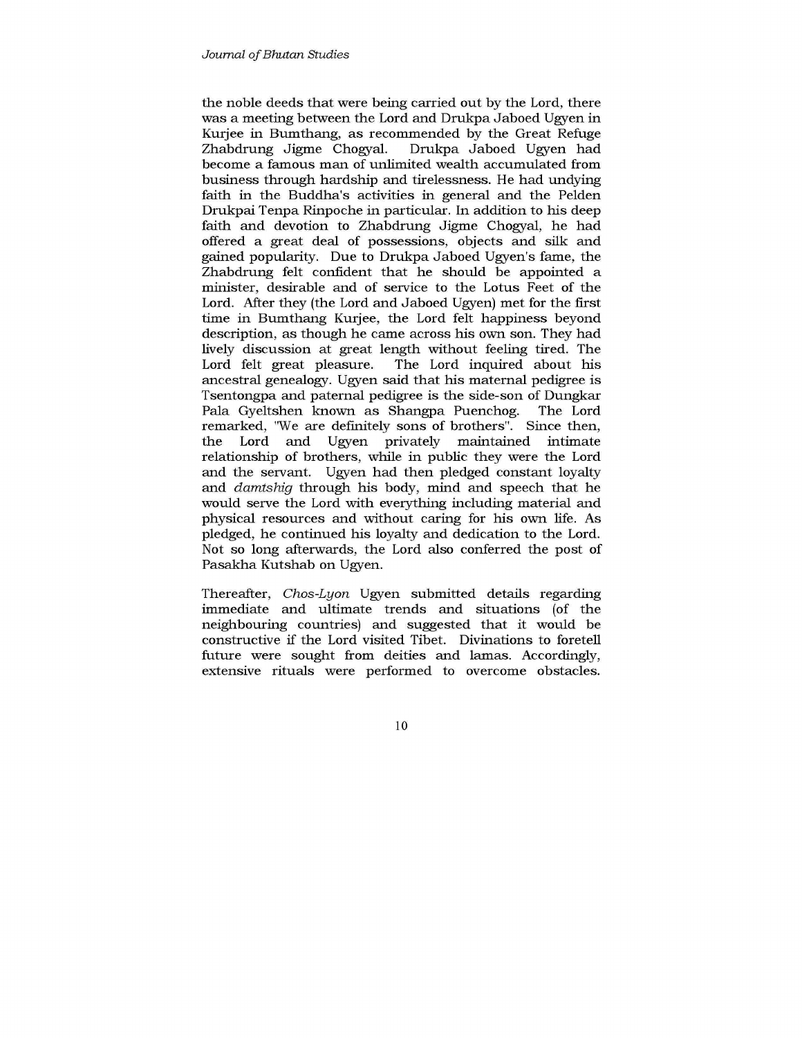the noble deeds that were being carried out by the Lord, there was a meeting between the Lord and Drukpa Jaboed Ugyen in Kurjee in Bumthang, as recommended by the Great Refuge Zhabdrung Jigme Chogyal. Drukpa Jaboed Ugyen had become a famous man of unlimited wealth accumulated from business through hardship and tirelessness. He had undying faith in the Buddha's activities in general and the Pelden Drukpai Tenpa Rinpoche in particular. In addition to his deep faith and devotion to Zhabdrung Jigme Chogyal, he had offered a great deal of possessions, objects and silk and gained popularity. Due to Drukpa Jaboed Ugyen's fame, the Zhabdrung felt confident that he should be appointed a minister, desirable and of service to the Lotus Feet of the Lord. After they (the Lord and Jaboed Ugyen) met for the first time in Bumthang Kurjee, the Lord felt happiness beyond description, as though he came across his own son. They had lively discussion at great length without feeling tired. The Lord felt great pleasure. The Lord inquired about his ancestral genealogy. Ugyen said that his maternal pedigree is Tsentongpa and paternal pedigree is the side-son of Dungkar Pala Gyeltshen known as Shangpa Puenchog. The Lord remarked, "We are definitely sons of brothers". Since then, the Lord and Ugyen privately maintained intimate relationship of brothers, while in public they were the Lord and the servant. Ugyen had then pledged constant loyalty and *damtshig* through his body, mind and speech that he would serve the Lord with everything including material and physical resources and without caring for his own life. As pledged, he continued his loyalty and dedication to the Lord. Not so long afterwards, the Lord also conferred the post of Pasakha Kutshab on Ugyen.

Thereafter, *Chos-Lyon* Ugyen submitted details regarding immediate and ultimate trends and situations (of the neighbouring countries) and suggested that it would be constructive if the Lord visited Tibet. Divinations to foretell future were sought from deities and lamas. Accordingly, extensive rituals were performed to overcome obstacles.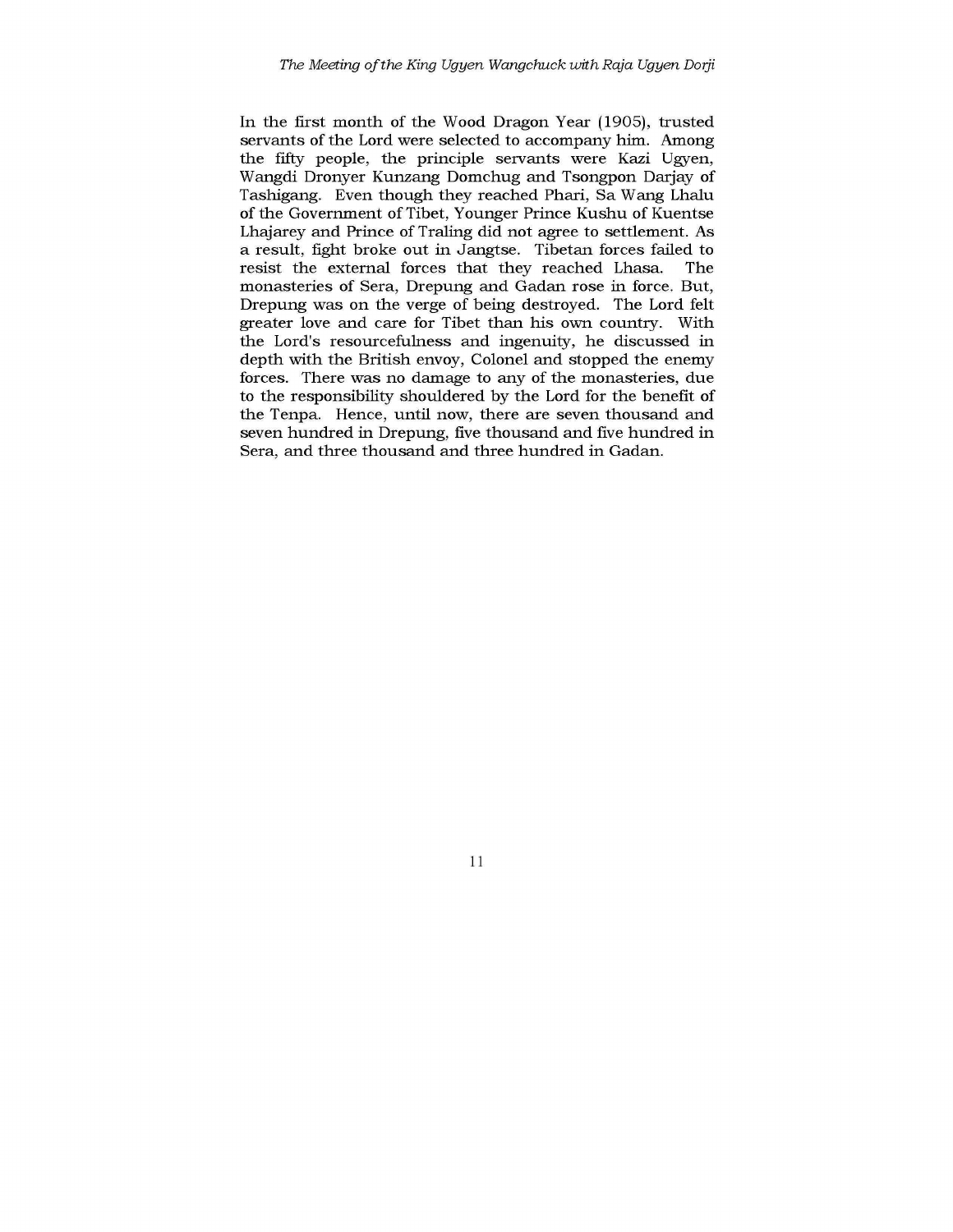In the first month of the Wood Dragon Year (1905), trusted servants of the Lord were selected to accompany him. Among the fifty people, the principle servants were Kazi Ugyen, Wangdi Dronyer Kunzang Domchug and Tsongpon Darjay of Tashigang. Even though they reached Phari, Sa Wang Lhalu of the Government of Tibet, Younger Prince Kushu of Kuentse Lhajarey and Prince of Traling did not agree to settlement. As a result, fight broke out in Jangtse. Tibetan forces failed to resist the external forces that they reached Lhasa. The monasteries of Sera, Drepung and Gadan rose in force. But, Drepung was on the verge of being destroyed. The Lord felt greater love and care for Tibet than his own country. With the Lord's resourcefulness and ingenuity, he discussed in depth with the British envoy, Colonel and stopped the enemy forces. There was no damage to any of the monasteries, due to the responsibility shouldered by the Lord for the benefit of the Tenpa. Hence, until now, there are seven thousand and seven hundred in Drepung, five thousand and five hundred in Sera, and three thousand and three hundred in Gadan.